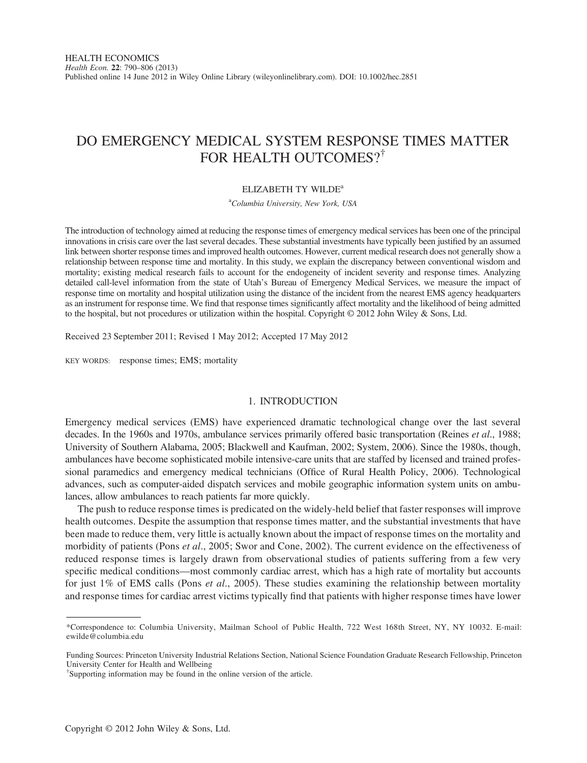HEALTH ECONOMICS
*Health Econ.* **22**: 790–806 (2013)
Published online 14 June 2012 in Wiley Online Library (wileyonlinelibrary.com). DOI: 10.1002/hec.2851

# DO EMERGENCY MEDICAL SYSTEM RESPONSE TIMES MATTER FOR HEALTH OUTCOMES?[†]

ELIZABETH TY WILDE[a]

[a]*Columbia University, New York, USA*

The introduction of technology aimed at reducing the response times of emergency medical services has been one of the principal innovations in crisis care over the last several decades. These substantial investments have typically been justified by an assumed link between shorter response times and improved health outcomes. However, current medical research does not generally show a relationship between response time and mortality. In this study, we explain the discrepancy between conventional wisdom and mortality; existing medical research fails to account for the endogeneity of incident severity and response times. Analyzing detailed call-level information from the state of Utah's Bureau of Emergency Medical Services, we measure the impact of response time on mortality and hospital utilization using the distance of the incident from the nearest EMS agency headquarters as an instrument for response time. We find that response times significantly affect mortality and the likelihood of being admitted to the hospital, but not procedures or utilization within the hospital. Copyright © 2012 John Wiley & Sons, Ltd.

Received 23 September 2011; Revised 1 May 2012; Accepted 17 May 2012

KEY WORDS: response times; EMS; mortality

## 1. INTRODUCTION

Emergency medical services (EMS) have experienced dramatic technological change over the last several decades. In the 1960s and 1970s, ambulance services primarily offered basic transportation (Reines *et al*., 1988; University of Southern Alabama, 2005; Blackwell and Kaufman, 2002; System, 2006). Since the 1980s, though, ambulances have become sophisticated mobile intensive-care units that are staffed by licensed and trained professional paramedics and emergency medical technicians (Office of Rural Health Policy, 2006). Technological advances, such as computer-aided dispatch services and mobile geographic information system units on ambulances, allow ambulances to reach patients far more quickly.

The push to reduce response times is predicated on the widely-held belief that faster responses will improve health outcomes. Despite the assumption that response times matter, and the substantial investments that have been made to reduce them, very little is actually known about the impact of response times on the mortality and morbidity of patients (Pons *et al*., 2005; Swor and Cone, 2002). The current evidence on the effectiveness of reduced response times is largely drawn from observational studies of patients suffering from a few very specific medical conditions—most commonly cardiac arrest, which has a high rate of mortality but accounts for just 1% of EMS calls (Pons *et al*., 2005). These studies examining the relationship between mortality and response times for cardiac arrest victims typically find that patients with higher response times have lower

---

*Correspondence to: Columbia University, Mailman School of Public Health, 722 West 168th Street, NY, NY 10032. E-mail: ewilde@columbia.edu

Funding Sources: Princeton University Industrial Relations Section, National Science Foundation Graduate Research Fellowship, Princeton University Center for Health and Wellbeing

[†]Supporting information may be found in the online version of the article.

Copyright © 2012 John Wiley & Sons, Ltd.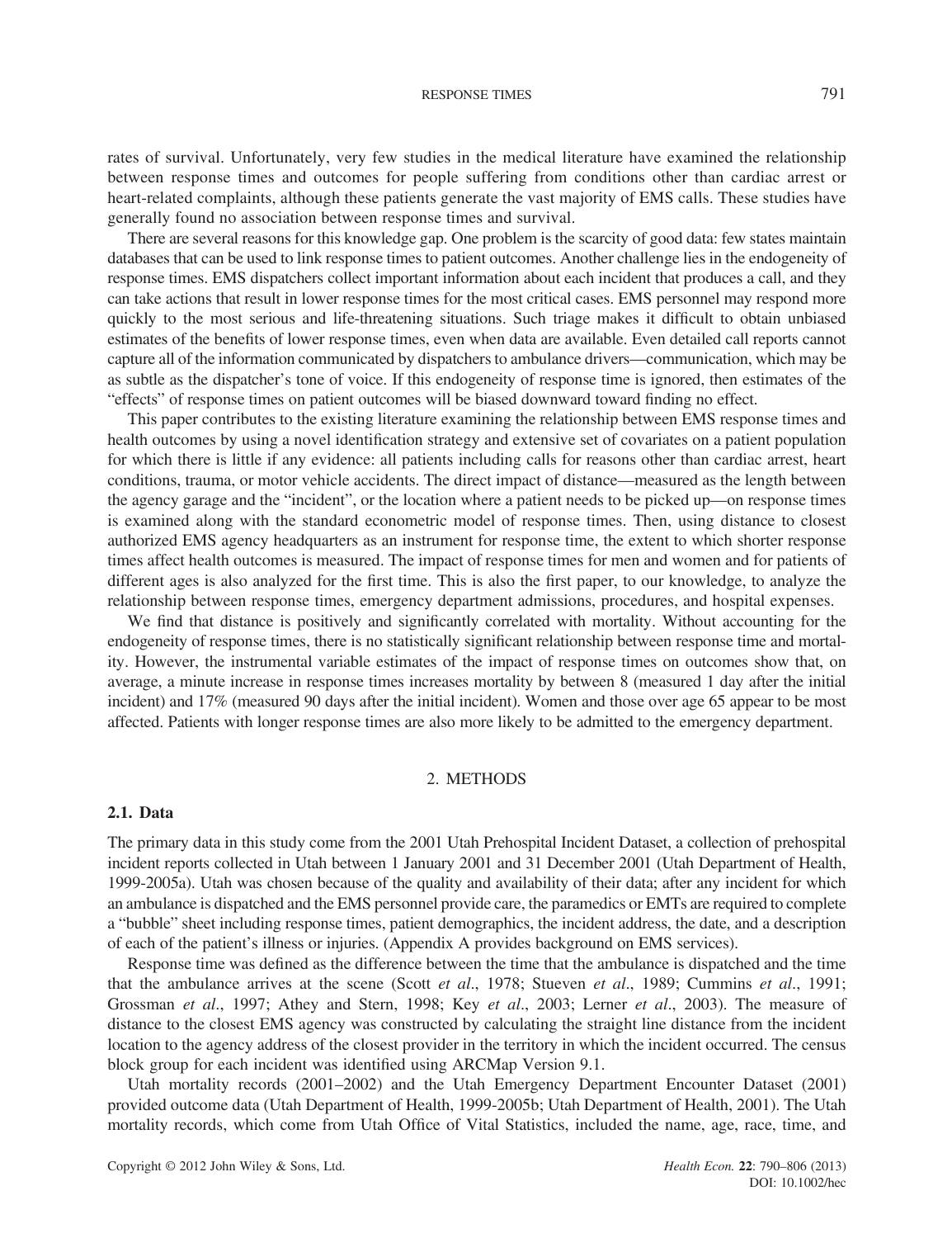rates of survival. Unfortunately, very few studies in the medical literature have examined the relationship between response times and outcomes for people suffering from conditions other than cardiac arrest or heart-related complaints, although these patients generate the vast majority of EMS calls. These studies have generally found no association between response times and survival.

There are several reasons for this knowledge gap. One problem is the scarcity of good data: few states maintain databases that can be used to link response times to patient outcomes. Another challenge lies in the endogeneity of response times. EMS dispatchers collect important information about each incident that produces a call, and they can take actions that result in lower response times for the most critical cases. EMS personnel may respond more quickly to the most serious and life-threatening situations. Such triage makes it difficult to obtain unbiased estimates of the benefits of lower response times, even when data are available. Even detailed call reports cannot capture all of the information communicated by dispatchers to ambulance drivers—communication, which may be as subtle as the dispatcher's tone of voice. If this endogeneity of response time is ignored, then estimates of the "effects" of response times on patient outcomes will be biased downward toward finding no effect.

This paper contributes to the existing literature examining the relationship between EMS response times and health outcomes by using a novel identification strategy and extensive set of covariates on a patient population for which there is little if any evidence: all patients including calls for reasons other than cardiac arrest, heart conditions, trauma, or motor vehicle accidents. The direct impact of distance—measured as the length between the agency garage and the "incident", or the location where a patient needs to be picked up—on response times is examined along with the standard econometric model of response times. Then, using distance to closest authorized EMS agency headquarters as an instrument for response time, the extent to which shorter response times affect health outcomes is measured. The impact of response times for men and women and for patients of different ages is also analyzed for the first time. This is also the first paper, to our knowledge, to analyze the relationship between response times, emergency department admissions, procedures, and hospital expenses.

We find that distance is positively and significantly correlated with mortality. Without accounting for the endogeneity of response times, there is no statistically significant relationship between response time and mortality. However, the instrumental variable estimates of the impact of response times on outcomes show that, on average, a minute increase in response times increases mortality by between 8 (measured 1 day after the initial incident) and 17% (measured 90 days after the initial incident). Women and those over age 65 appear to be most affected. Patients with longer response times are also more likely to be admitted to the emergency department.

## 2. METHODS

### 2.1. Data

The primary data in this study come from the 2001 Utah Prehospital Incident Dataset, a collection of prehospital incident reports collected in Utah between 1 January 2001 and 31 December 2001 (Utah Department of Health, 1999-2005a). Utah was chosen because of the quality and availability of their data; after any incident for which an ambulance is dispatched and the EMS personnel provide care, the paramedics or EMTs are required to complete a "bubble" sheet including response times, patient demographics, the incident address, the date, and a description of each of the patient's illness or injuries. (Appendix A provides background on EMS services).

Response time was defined as the difference between the time that the ambulance is dispatched and the time that the ambulance arrives at the scene (Scott *et al*., 1978; Stueven *et al*., 1989; Cummins *et al*., 1991; Grossman *et al*., 1997; Athey and Stern, 1998; Key *et al*., 2003; Lerner *et al*., 2003). The measure of distance to the closest EMS agency was constructed by calculating the straight line distance from the incident location to the agency address of the closest provider in the territory in which the incident occurred. The census block group for each incident was identified using ARCMap Version 9.1.

Utah mortality records (2001–2002) and the Utah Emergency Department Encounter Dataset (2001) provided outcome data (Utah Department of Health, 1999-2005b; Utah Department of Health, 2001). The Utah mortality records, which come from Utah Office of Vital Statistics, included the name, age, race, time, and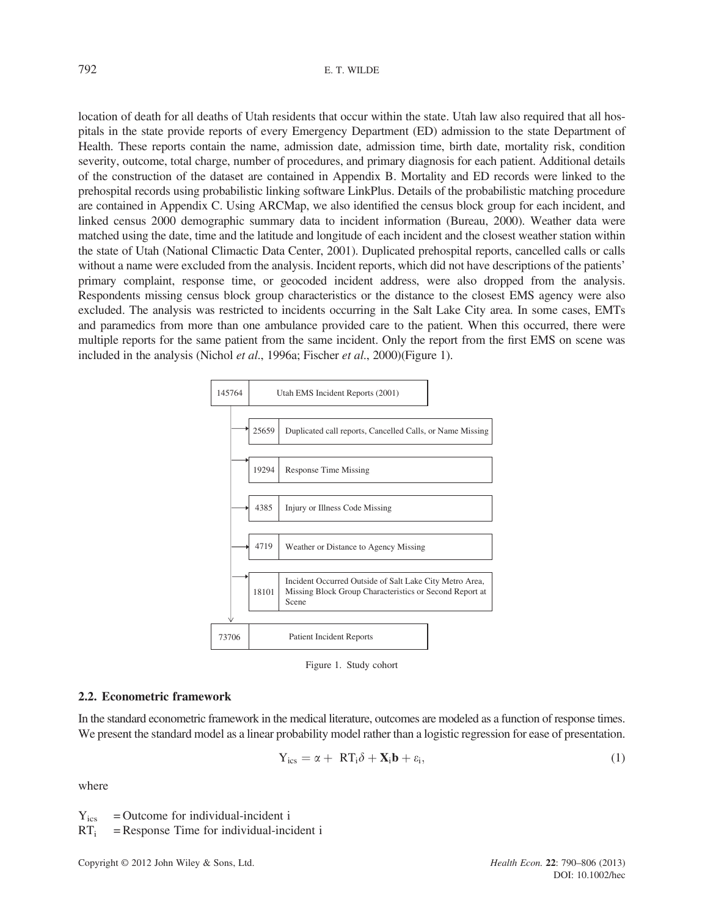location of death for all deaths of Utah residents that occur within the state. Utah law also required that all hospitals in the state provide reports of every Emergency Department (ED) admission to the state Department of Health. These reports contain the name, admission date, admission time, birth date, mortality risk, condition severity, outcome, total charge, number of procedures, and primary diagnosis for each patient. Additional details of the construction of the dataset are contained in Appendix B. Mortality and ED records were linked to the prehospital records using probabilistic linking software LinkPlus. Details of the probabilistic matching procedure are contained in Appendix C. Using ARCMap, we also identified the census block group for each incident, and linked census 2000 demographic summary data to incident information (Bureau, 2000). Weather data were matched using the date, time and the latitude and longitude of each incident and the closest weather station within the state of Utah (National Climactic Data Center, 2001). Duplicated prehospital reports, cancelled calls or calls without a name were excluded from the analysis. Incident reports, which did not have descriptions of the patients' primary complaint, response time, or geocoded incident address, were also dropped from the analysis. Respondents missing census block group characteristics or the distance to the closest EMS agency were also excluded. The analysis was restricted to incidents occurring in the Salt Lake City area. In some cases, EMTs and paramedics from more than one ambulance provided care to the patient. When this occurred, there were multiple reports for the same patient from the same incident. Only the report from the first EMS on scene was included in the analysis (Nichol *et al.*, 1996a; Fischer *et al.*, 2000)(Figure 1).

| | |
|---|---|
| 145764 | Utah EMS Incident Reports (2001) |
| 25659 | Duplicated call reports, Cancelled Calls, or Name Missing |
| 19294 | Response Time Missing |
| 4385 | Injury or Illness Code Missing |
| 4719 | Weather or Distance to Agency Missing |
| 18101 | Incident Occurred Outside of Salt Lake City Metro Area, Missing Block Group Characteristics or Second Report at Scene |
| 73706 | Patient Incident Reports |

Figure 1. Study cohort

### 2.2. Econometric framework

In the standard econometric framework in the medical literature, outcomes are modeled as a function of response times. We present the standard model as a linear probability model rather than a logistic regression for ease of presentation.

$$Y_{ics} = \alpha + RT_i\delta + \mathbf{X}_i\mathbf{b} + \varepsilon_i, \tag{1}$$

where

$Y_{ics}$ = Outcome for individual-incident i
$RT_i$ = Response Time for individual-incident i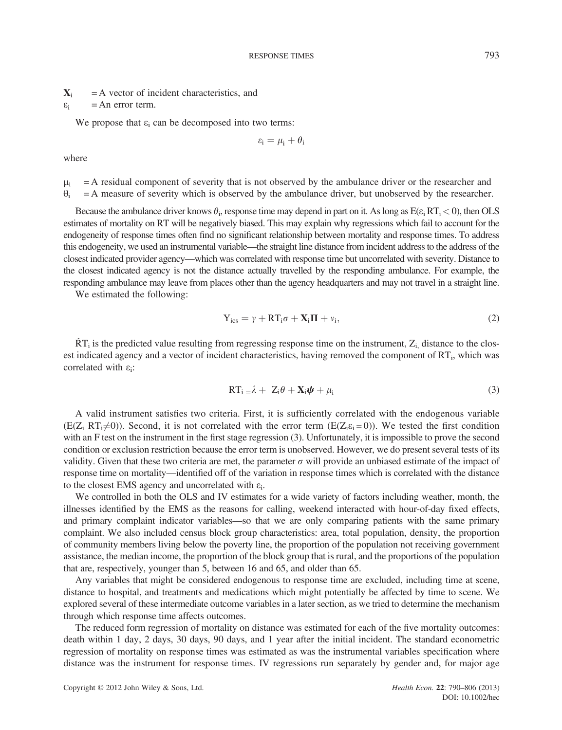$\mathbf{X}_i$ = A vector of incident characteristics, and
$\varepsilon_i$ = An error term.

We propose that $\varepsilon_i$ can be decomposed into two terms:

$$\varepsilon_i = \mu_i + \theta_i$$

where

$\mu_i$ = A residual component of severity that is not observed by the ambulance driver or the researcher and
$\theta_i$ = A measure of severity which is observed by the ambulance driver, but unobserved by the researcher.

Because the ambulance driver knows $\theta_i$, response time may depend in part on it. As long as $E(\varepsilon_i\, RT_i < 0)$, then OLS estimates of mortality on RT will be negatively biased. This may explain why regressions which fail to account for the endogeneity of response times often find no significant relationship between mortality and response times. To address this endogeneity, we used an instrumental variable—the straight line distance from incident address to the address of the closest indicated provider agency—which was correlated with response time but uncorrelated with severity. Distance to the closest indicated agency is not the distance actually travelled by the responding ambulance. For example, the responding ambulance may leave from places other than the agency headquarters and may not travel in a straight line.

We estimated the following:

$$Y_{ics} = \gamma + RT_i\sigma + \mathbf{X}_i\mathbf{\Pi} + v_i, \tag{2}$$

$\check{R}T_i$ is the predicted value resulting from regressing response time on the instrument, $Z_i$, distance to the closest indicated agency and a vector of incident characteristics, having removed the component of $RT_i$, which was correlated with $\varepsilon_i$:

$$RT_i = \lambda + Z_i\theta + \mathbf{X}_i\boldsymbol{\psi} + \mu_i \tag{3}$$

A valid instrument satisfies two criteria. First, it is sufficiently correlated with the endogenous variable $(E(Z_i\, RT_i \neq 0))$. Second, it is not correlated with the error term $(E(Z_i\varepsilon_i = 0))$. We tested the first condition with an F test on the instrument in the first stage regression (3). Unfortunately, it is impossible to prove the second condition or exclusion restriction because the error term is unobserved. However, we do present several tests of its validity. Given that these two criteria are met, the parameter $\sigma$ will provide an unbiased estimate of the impact of response time on mortality—identified off of the variation in response times which is correlated with the distance to the closest EMS agency and uncorrelated with $\varepsilon_i$.

We controlled in both the OLS and IV estimates for a wide variety of factors including weather, month, the illnesses identified by the EMS as the reasons for calling, weekend interacted with hour-of-day fixed effects, and primary complaint indicator variables—so that we are only comparing patients with the same primary complaint. We also included census block group characteristics: area, total population, density, the proportion of community members living below the poverty line, the proportion of the population not receiving government assistance, the median income, the proportion of the block group that is rural, and the proportions of the population that are, respectively, younger than 5, between 16 and 65, and older than 65.

Any variables that might be considered endogenous to response time are excluded, including time at scene, distance to hospital, and treatments and medications which might potentially be affected by time to scene. We explored several of these intermediate outcome variables in a later section, as we tried to determine the mechanism through which response time affects outcomes.

The reduced form regression of mortality on distance was estimated for each of the five mortality outcomes: death within 1 day, 2 days, 30 days, 90 days, and 1 year after the initial incident. The standard econometric regression of mortality on response times was estimated as was the instrumental variables specification where distance was the instrument for response times. IV regressions run separately by gender and, for major age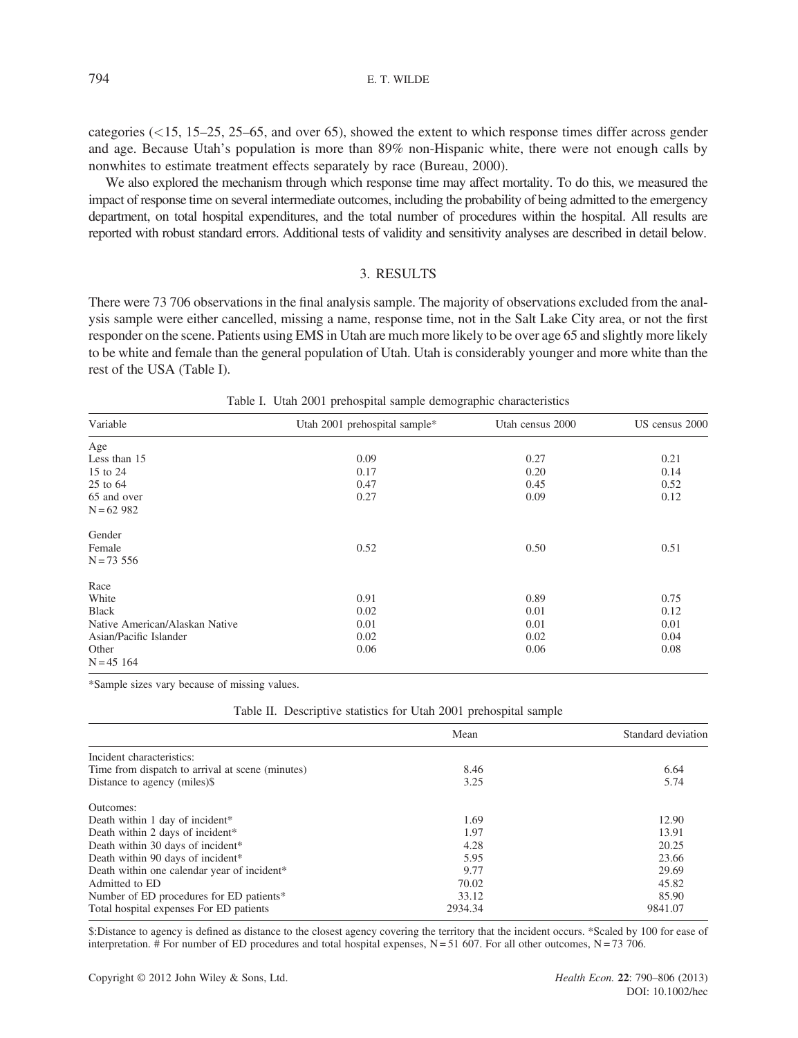categories (<15, 15–25, 25–65, and over 65), showed the extent to which response times differ across gender and age. Because Utah's population is more than 89% non-Hispanic white, there were not enough calls by nonwhites to estimate treatment effects separately by race (Bureau, 2000).

We also explored the mechanism through which response time may affect mortality. To do this, we measured the impact of response time on several intermediate outcomes, including the probability of being admitted to the emergency department, on total hospital expenditures, and the total number of procedures within the hospital. All results are reported with robust standard errors. Additional tests of validity and sensitivity analyses are described in detail below.

## 3. RESULTS

There were 73 706 observations in the final analysis sample. The majority of observations excluded from the analysis sample were either cancelled, missing a name, response time, not in the Salt Lake City area, or not the first responder on the scene. Patients using EMS in Utah are much more likely to be over age 65 and slightly more likely to be white and female than the general population of Utah. Utah is considerably younger and more white than the rest of the USA (Table I).

Table I. Utah 2001 prehospital sample demographic characteristics

| Variable | Utah 2001 prehospital sample* | Utah census 2000 | US census 2000 |
|---|---|---|---|
| Age | | | |
| Less than 15 | 0.09 | 0.27 | 0.21 |
| 15 to 24 | 0.17 | 0.20 | 0.14 |
| 25 to 64 | 0.47 | 0.45 | 0.52 |
| 65 and over | 0.27 | 0.09 | 0.12 |
| N = 62 982 | | | |
| Gender | | | |
| Female | 0.52 | 0.50 | 0.51 |
| N = 73 556 | | | |
| Race | | | |
| White | 0.91 | 0.89 | 0.75 |
| Black | 0.02 | 0.01 | 0.12 |
| Native American/Alaskan Native | 0.01 | 0.01 | 0.01 |
| Asian/Pacific Islander | 0.02 | 0.02 | 0.04 |
| Other | 0.06 | 0.06 | 0.08 |
| N = 45 164 | | | |

*Sample sizes vary because of missing values.

Table II. Descriptive statistics for Utah 2001 prehospital sample

| | Mean | Standard deviation |
|---|---|---|
| Incident characteristics: | | |
| Time from dispatch to arrival at scene (minutes) | 8.46 | 6.64 |
| Distance to agency (miles)$ | 3.25 | 5.74 |
| Outcomes: | | |
| Death within 1 day of incident* | 1.69 | 12.90 |
| Death within 2 days of incident* | 1.97 | 13.91 |
| Death within 30 days of incident* | 4.28 | 20.25 |
| Death within 90 days of incident* | 5.95 | 23.66 |
| Death within one calendar year of incident* | 9.77 | 29.69 |
| Admitted to ED | 70.02 | 45.82 |
| Number of ED procedures for ED patients* | 33.12 | 85.90 |
| Total hospital expenses For ED patients | 2934.34 | 9841.07 |

$:Distance to agency is defined as distance to the closest agency covering the territory that the incident occurs. *Scaled by 100 for ease of interpretation. # For number of ED procedures and total hospital expenses, N = 51 607. For all other outcomes, N = 73 706.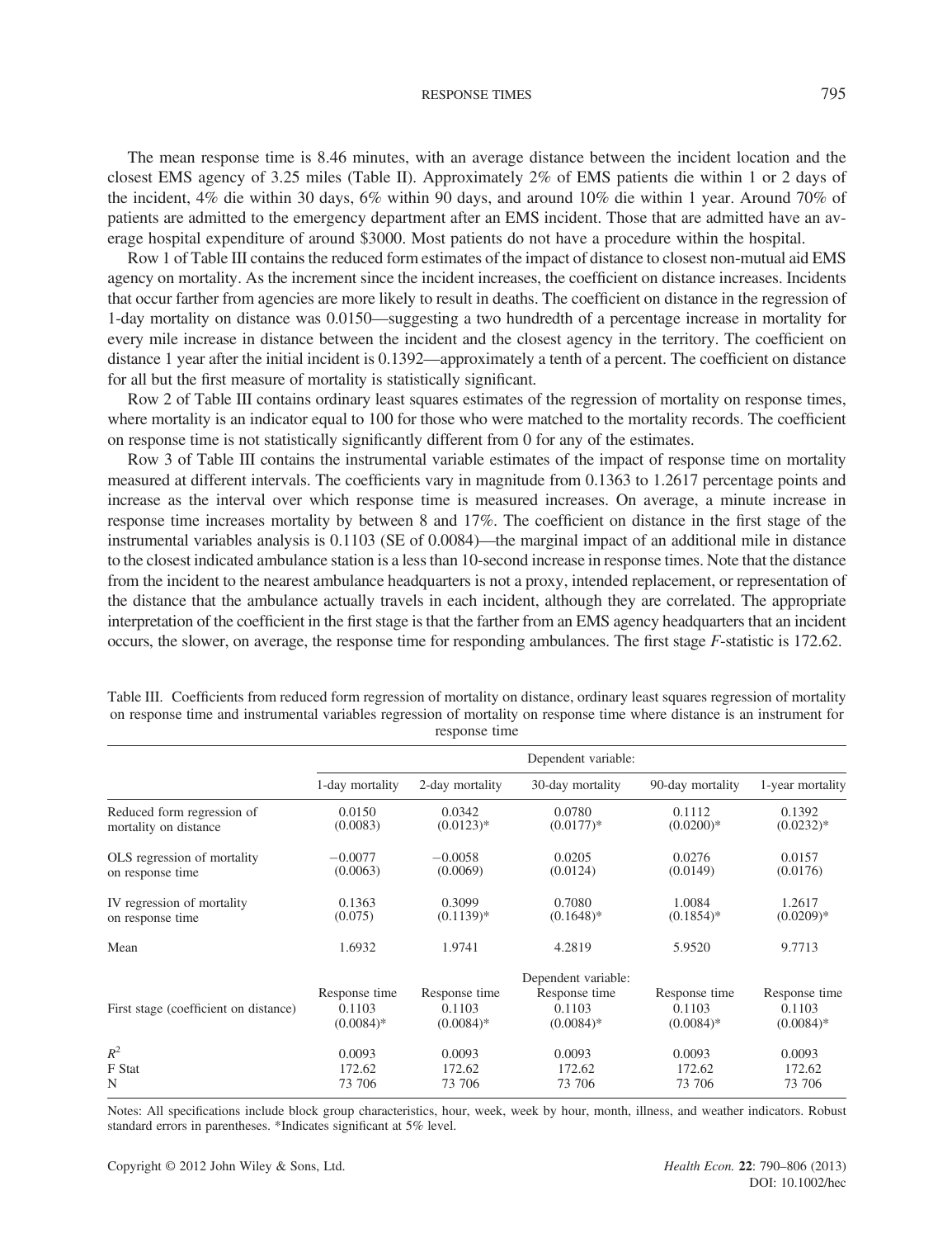The mean response time is 8.46 minutes, with an average distance between the incident location and the closest EMS agency of 3.25 miles (Table II). Approximately 2% of EMS patients die within 1 or 2 days of the incident, 4% die within 30 days, 6% within 90 days, and around 10% die within 1 year. Around 70% of patients are admitted to the emergency department after an EMS incident. Those that are admitted have an average hospital expenditure of around $3000. Most patients do not have a procedure within the hospital.

Row 1 of Table III contains the reduced form estimates of the impact of distance to closest non-mutual aid EMS agency on mortality. As the increment since the incident increases, the coefficient on distance increases. Incidents that occur farther from agencies are more likely to result in deaths. The coefficient on distance in the regression of 1-day mortality on distance was 0.0150—suggesting a two hundredth of a percentage increase in mortality for every mile increase in distance between the incident and the closest agency in the territory. The coefficient on distance 1 year after the initial incident is 0.1392—approximately a tenth of a percent. The coefficient on distance for all but the first measure of mortality is statistically significant.

Row 2 of Table III contains ordinary least squares estimates of the regression of mortality on response times, where mortality is an indicator equal to 100 for those who were matched to the mortality records. The coefficient on response time is not statistically significantly different from 0 for any of the estimates.

Row 3 of Table III contains the instrumental variable estimates of the impact of response time on mortality measured at different intervals. The coefficients vary in magnitude from 0.1363 to 1.2617 percentage points and increase as the interval over which response time is measured increases. On average, a minute increase in response time increases mortality by between 8 and 17%. The coefficient on distance in the first stage of the instrumental variables analysis is 0.1103 (SE of 0.0084)—the marginal impact of an additional mile in distance to the closest indicated ambulance station is a less than 10-second increase in response times. Note that the distance from the incident to the nearest ambulance headquarters is not a proxy, intended replacement, or representation of the distance that the ambulance actually travels in each incident, although they are correlated. The appropriate interpretation of the coefficient in the first stage is that the farther from an EMS agency headquarters that an incident occurs, the slower, on average, the response time for responding ambulances. The first stage *F*-statistic is 172.62.

Table III. Coefficients from reduced form regression of mortality on distance, ordinary least squares regression of mortality on response time and instrumental variables regression of mortality on response time where distance is an instrument for response time

| | Dependent variable: | | | | |
|---|---|---|---|---|---|
| | 1-day mortality | 2-day mortality | 30-day mortality | 90-day mortality | 1-year mortality |
| Reduced form regression of mortality on distance | 0.0150<br>(0.0083) | 0.0342<br>(0.0123)* | 0.0780<br>(0.0177)* | 0.1112<br>(0.0200)* | 0.1392<br>(0.0232)* |
| OLS regression of mortality on response time | −0.0077<br>(0.0063) | −0.0058<br>(0.0069) | 0.0205<br>(0.0124) | 0.0276<br>(0.0149) | 0.0157<br>(0.0176) |
| IV regression of mortality on response time | 0.1363<br>(0.075) | 0.3099<br>(0.1139)* | 0.7080<br>(0.1648)* | 1.0084<br>(0.1854)* | 1.2617<br>(0.0209)* |
| Mean | 1.6932 | 1.9741 | 4.2819 | 5.9520 | 9.7713 |
| | | | Dependent variable: | | |
| First stage (coefficient on distance) | Response time<br>0.1103<br>(0.0084)* | Response time<br>0.1103<br>(0.0084)* | Response time<br>0.1103<br>(0.0084)* | Response time<br>0.1103<br>(0.0084)* | Response time<br>0.1103<br>(0.0084)* |
| $R^2$ | 0.0093 | 0.0093 | 0.0093 | 0.0093 | 0.0093 |
| F Stat | 172.62 | 172.62 | 172.62 | 172.62 | 172.62 |
| N | 73 706 | 73 706 | 73 706 | 73 706 | 73 706 |

Notes: All specifications include block group characteristics, hour, week, week by hour, month, illness, and weather indicators. Robust standard errors in parentheses. *Indicates significant at 5% level.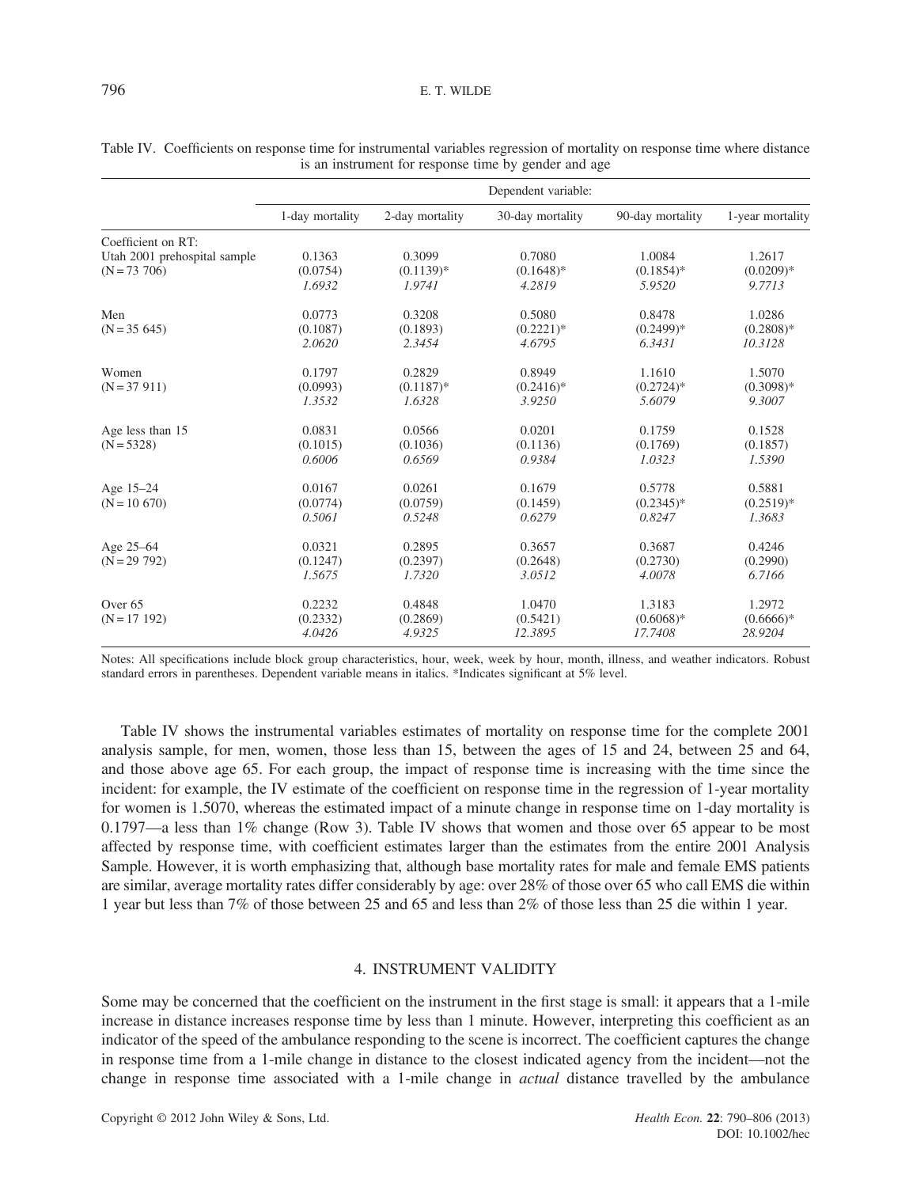Table IV. Coefficients on response time for instrumental variables regression of mortality on response time where distance is an instrument for response time by gender and age

| | Dependent variable: | | | | |
|---|---|---|---|---|---|
| | 1-day mortality | 2-day mortality | 30-day mortality | 90-day mortality | 1-year mortality |
| Coefficient on RT: | | | | | |
| Utah 2001 prehospital sample | 0.1363 | 0.3099 | 0.7080 | 1.0084 | 1.2617 |
| (N = 73 706) | (0.0754) | (0.1139)* | (0.1648)* | (0.1854)* | (0.0209)* |
| | *1.6932* | *1.9741* | *4.2819* | *5.9520* | *9.7713* |
| Men | 0.0773 | 0.3208 | 0.5080 | 0.8478 | 1.0286 |
| (N = 35 645) | (0.1087) | (0.1893) | (0.2221)* | (0.2499)* | (0.2808)* |
| | *2.0620* | *2.3454* | *4.6795* | *6.3431* | *10.3128* |
| Women | 0.1797 | 0.2829 | 0.8949 | 1.1610 | 1.5070 |
| (N = 37 911) | (0.0993) | (0.1187)* | (0.2416)* | (0.2724)* | (0.3098)* |
| | *1.3532* | *1.6328* | *3.9250* | *5.6079* | *9.3007* |
| Age less than 15 | 0.0831 | 0.0566 | 0.0201 | 0.1759 | 0.1528 |
| (N = 5328) | (0.1015) | (0.1036) | (0.1136) | (0.1769) | (0.1857) |
| | *0.6006* | *0.6569* | *0.9384* | *1.0323* | *1.5390* |
| Age 15–24 | 0.0167 | 0.0261 | 0.1679 | 0.5778 | 0.5881 |
| (N = 10 670) | (0.0774) | (0.0759) | (0.1459) | (0.2345)* | (0.2519)* |
| | *0.5061* | *0.5248* | *0.6279* | *0.8247* | *1.3683* |
| Age 25–64 | 0.0321 | 0.2895 | 0.3657 | 0.3687 | 0.4246 |
| (N = 29 792) | (0.1247) | (0.2397) | (0.2648) | (0.2730) | (0.2990) |
| | *1.5675* | *1.7320* | *3.0512* | *4.0078* | *6.7166* |
| Over 65 | 0.2232 | 0.4848 | 1.0470 | 1.3183 | 1.2972 |
| (N = 17 192) | (0.2332) | (0.2869) | (0.5421) | (0.6068)* | (0.6666)* |
| | *4.0426* | *4.9325* | *12.3895* | *17.7408* | *28.9204* |

Notes: All specifications include block group characteristics, hour, week, week by hour, month, illness, and weather indicators. Robust standard errors in parentheses. Dependent variable means in italics. *Indicates significant at 5% level.

Table IV shows the instrumental variables estimates of mortality on response time for the complete 2001 analysis sample, for men, women, those less than 15, between the ages of 15 and 24, between 25 and 64, and those above age 65. For each group, the impact of response time is increasing with the time since the incident: for example, the IV estimate of the coefficient on response time in the regression of 1-year mortality for women is 1.5070, whereas the estimated impact of a minute change in response time on 1-day mortality is 0.1797—a less than 1% change (Row 3). Table IV shows that women and those over 65 appear to be most affected by response time, with coefficient estimates larger than the estimates from the entire 2001 Analysis Sample. However, it is worth emphasizing that, although base mortality rates for male and female EMS patients are similar, average mortality rates differ considerably by age: over 28% of those over 65 who call EMS die within 1 year but less than 7% of those between 25 and 65 and less than 2% of those less than 25 die within 1 year.

## 4. INSTRUMENT VALIDITY

Some may be concerned that the coefficient on the instrument in the first stage is small: it appears that a 1-mile increase in distance increases response time by less than 1 minute. However, interpreting this coefficient as an indicator of the speed of the ambulance responding to the scene is incorrect. The coefficient captures the change in response time from a 1-mile change in distance to the closest indicated agency from the incident—not the change in response time associated with a 1-mile change in *actual* distance travelled by the ambulance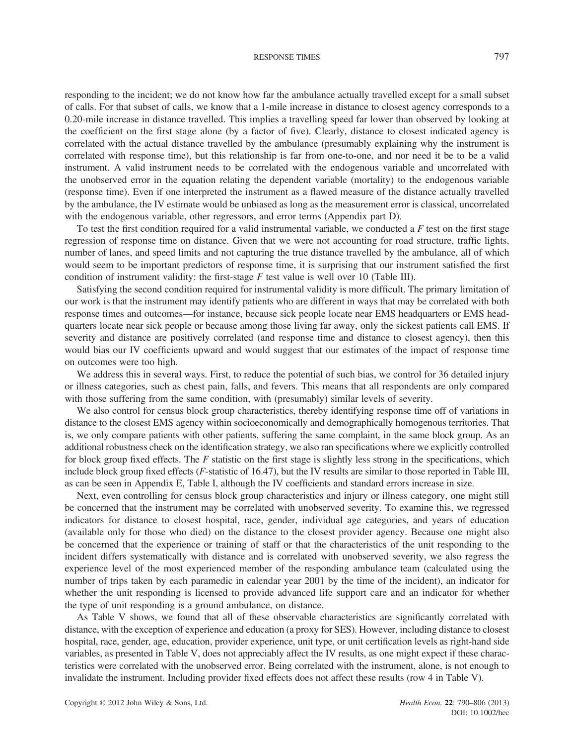responding to the incident; we do not know how far the ambulance actually travelled except for a small subset of calls. For that subset of calls, we know that a 1-mile increase in distance to closest agency corresponds to a 0.20-mile increase in distance travelled. This implies a travelling speed far lower than observed by looking at the coefficient on the first stage alone (by a factor of five). Clearly, distance to closest indicated agency is correlated with the actual distance travelled by the ambulance (presumably explaining why the instrument is correlated with response time), but this relationship is far from one-to-one, and nor need it be to be a valid instrument. A valid instrument needs to be correlated with the endogenous variable and uncorrelated with the unobserved error in the equation relating the dependent variable (mortality) to the endogenous variable (response time). Even if one interpreted the instrument as a flawed measure of the distance actually travelled by the ambulance, the IV estimate would be unbiased as long as the measurement error is classical, uncorrelated with the endogenous variable, other regressors, and error terms (Appendix part D).

To test the first condition required for a valid instrumental variable, we conducted a $F$ test on the first stage regression of response time on distance. Given that we were not accounting for road structure, traffic lights, number of lanes, and speed limits and not capturing the true distance travelled by the ambulance, all of which would seem to be important predictors of response time, it is surprising that our instrument satisfied the first condition of instrument validity: the first-stage $F$ test value is well over 10 (Table III).

Satisfying the second condition required for instrumental validity is more difficult. The primary limitation of our work is that the instrument may identify patients who are different in ways that may be correlated with both response times and outcomes—for instance, because sick people locate near EMS headquarters or EMS headquarters locate near sick people or because among those living far away, only the sickest patients call EMS. If severity and distance are positively correlated (and response time and distance to closest agency), then this would bias our IV coefficients upward and would suggest that our estimates of the impact of response time on outcomes were too high.

We address this in several ways. First, to reduce the potential of such bias, we control for 36 detailed injury or illness categories, such as chest pain, falls, and fevers. This means that all respondents are only compared with those suffering from the same condition, with (presumably) similar levels of severity.

We also control for census block group characteristics, thereby identifying response time off of variations in distance to the closest EMS agency within socioeconomically and demographically homogenous territories. That is, we only compare patients with other patients, suffering the same complaint, in the same block group. As an additional robustness check on the identification strategy, we also ran specifications where we explicitly controlled for block group fixed effects. The $F$ statistic on the first stage is slightly less strong in the specifications, which include block group fixed effects ($F$-statistic of 16.47), but the IV results are similar to those reported in Table III, as can be seen in Appendix E, Table I, although the IV coefficients and standard errors increase in size.

Next, even controlling for census block group characteristics and injury or illness category, one might still be concerned that the instrument may be correlated with unobserved severity. To examine this, we regressed indicators for distance to closest hospital, race, gender, individual age categories, and years of education (available only for those who died) on the distance to the closest provider agency. Because one might also be concerned that the experience or training of staff or that the characteristics of the unit responding to the incident differs systematically with distance and is correlated with unobserved severity, we also regress the experience level of the most experienced member of the responding ambulance team (calculated using the number of trips taken by each paramedic in calendar year 2001 by the time of the incident), an indicator for whether the unit responding is licensed to provide advanced life support care and an indicator for whether the type of unit responding is a ground ambulance, on distance.

As Table V shows, we found that all of these observable characteristics are significantly correlated with distance, with the exception of experience and education (a proxy for SES). However, including distance to closest hospital, race, gender, age, education, provider experience, unit type, or unit certification levels as right-hand side variables, as presented in Table V, does not appreciably affect the IV results, as one might expect if these characteristics were correlated with the unobserved error. Being correlated with the instrument, alone, is not enough to invalidate the instrument. Including provider fixed effects does not affect these results (row 4 in Table V).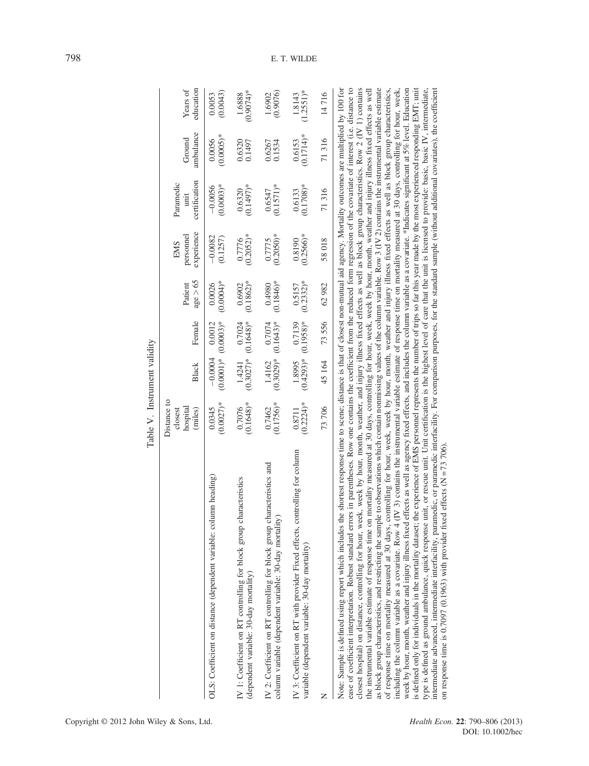Table V. Instrument validity

| | Distance to closest hospital (miles) | Black | Female | Patient age > 65 | EMS personnel experience | Paramedic unit certification | Ground ambulance | Years of education |
|---|---|---|---|---|---|---|---|---|
| OLS: Coefficient on distance (dependent variable: column heading) | 0.0345 (0.0027)* | −0.0004 (0.0001)* | 0.0012 (0.0003)* | 0.0026 (0.0004)* | −0.0082 (0.1257) | −0.0056 (0.0003)* | 0.0056 (0.0005)* | 0.0053 (0.0043) |
| IV 1: Coefficient on RT controlling for block group characteristics (dependent variable: 30-day mortality) | 0.7076 (0.1648)* | 1.4241 (0.3027)* | 0.7024 (0.1648)* | 0.6902 (0.1862)* | 0.7776 (0.2052)* | 0.6320 (0.1497)* | 0.6320 0.1497 | 1.6888 (0.9074)* |
| IV 2: Coefficient on RT controlling for block group characteristics and column variable (dependent variable: 30-day mortality) | 0.7462 (0.1756)* | 1.4162 (0.3029)* | 0.7074 (0.1643)* | 0.4980 (0.1846)* | 0.7775 (0.2050)* | 0.6547 (0.1571)* | 0.6267 0.1534 | 1.6902 (0.9076) |
| IV 3: Coefficient on RT with provider Fixed effects, controlling for column variable (dependent variable: 30-day mortality) | 0.8711 (0.2224)* | 1.8995 (0.4293)* | 0.7139 (0.1958)* | 0.5157 (0.2332)* | 0.8190 (0.2566)* | 0.6133 (0.1708)* | 0.6153 (0.1714)* | 1.8143 (1.2551)* |
| N | 73 706 | 45 164 | 73 556 | 62 982 | 58 018 | 71 316 | 71 316 | 14 716 |

Note: Sample is defined using report which includes the shortest response time to scene; distance is that of closest non-mutual aid agency. Mortality outcomes are multiplied by 100 for ease of coefficient interpretation. Robust standard errors in parentheses. Row one contains the coefficient from the reduced form regression of the covariate of interest (i.e. distance to closest hospital) on distance, controlling for hour, week, week by hour, month, weather, and injury illness fixed effects as well as block group characteristics. Row 2 (IV 1) contains the instrumental variable estimate of response time on mortality measured at 30 days, controlling for hour, week, week by hour, month, weather and injury illness fixed effects as well as block group characteristics, and restricting the sample to observations which contain nonmissing values of the column variable. Row 3 (IV 2) contains the instrumental variable estimate of response time on mortality measured at 30 days, controlling for hour, week, week by hour, month, weather and injury illness fixed effects as well as block group characteristics, including the column variable as a covariate. Row 4 (IV 3) contains the instrumental variable estimate of response time on mortality measured at 30 days, controlling for hour, week, week by hour, month, weather and injury illness fixed effects as well as agency fixed effects, and includes the column variable as a covariate. *Indicates significant at 5% level. Education is defined only for individuals in the mortality dataset; the experience of EMS personnel represents the number of trips so far this year made by the most experienced responding EMT; unit type is defined as ground ambulance, quick response unit, or rescue unit. Unit certification is the highest level of care that the unit is licensed to provide: basic, basic IV, intermediate, intermediate advanced, intermediate interfacility, paramedic, or paramedic interfacility. For comparison purposes, for the standard sample (without additional covariates), the coefficient on response time is 0.7097 (0.1963) with provider fixed effects (N = 73 706).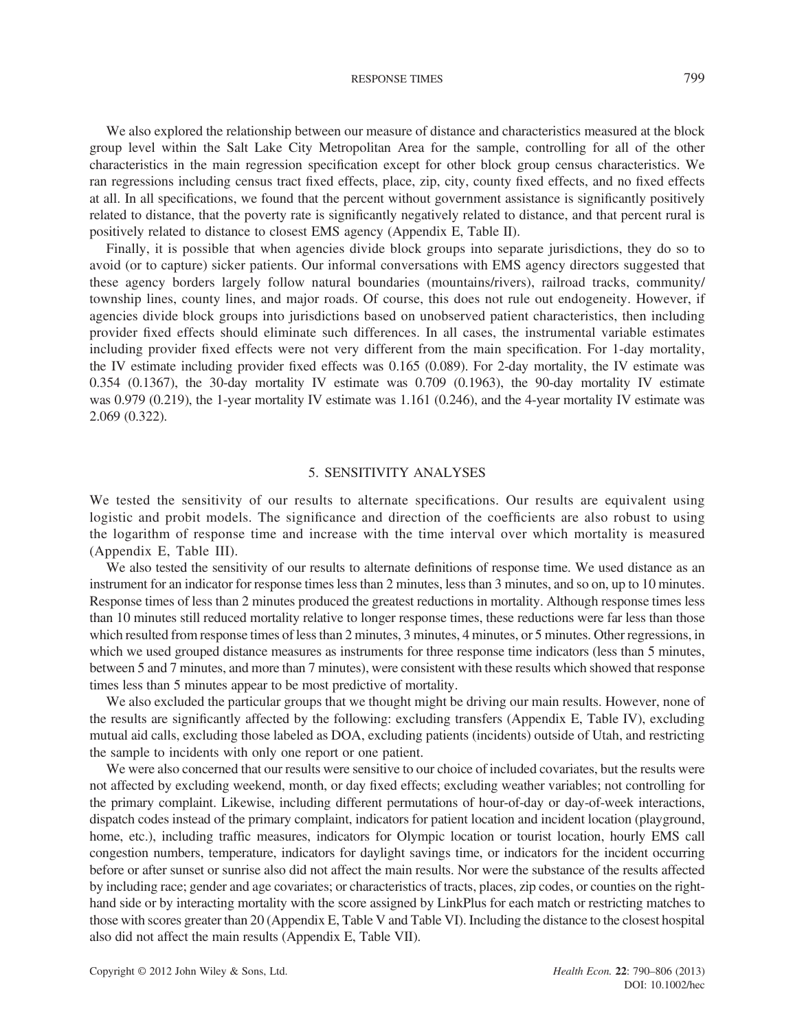We also explored the relationship between our measure of distance and characteristics measured at the block group level within the Salt Lake City Metropolitan Area for the sample, controlling for all of the other characteristics in the main regression specification except for other block group census characteristics. We ran regressions including census tract fixed effects, place, zip, city, county fixed effects, and no fixed effects at all. In all specifications, we found that the percent without government assistance is significantly positively related to distance, that the poverty rate is significantly negatively related to distance, and that percent rural is positively related to distance to closest EMS agency (Appendix E, Table II).

Finally, it is possible that when agencies divide block groups into separate jurisdictions, they do so to avoid (or to capture) sicker patients. Our informal conversations with EMS agency directors suggested that these agency borders largely follow natural boundaries (mountains/rivers), railroad tracks, community/township lines, county lines, and major roads. Of course, this does not rule out endogeneity. However, if agencies divide block groups into jurisdictions based on unobserved patient characteristics, then including provider fixed effects should eliminate such differences. In all cases, the instrumental variable estimates including provider fixed effects were not very different from the main specification. For 1-day mortality, the IV estimate including provider fixed effects was 0.165 (0.089). For 2-day mortality, the IV estimate was 0.354 (0.1367), the 30-day mortality IV estimate was 0.709 (0.1963), the 90-day mortality IV estimate was 0.979 (0.219), the 1-year mortality IV estimate was 1.161 (0.246), and the 4-year mortality IV estimate was 2.069 (0.322).

## 5. SENSITIVITY ANALYSES

We tested the sensitivity of our results to alternate specifications. Our results are equivalent using logistic and probit models. The significance and direction of the coefficients are also robust to using the logarithm of response time and increase with the time interval over which mortality is measured (Appendix E, Table III).

We also tested the sensitivity of our results to alternate definitions of response time. We used distance as an instrument for an indicator for response times less than 2 minutes, less than 3 minutes, and so on, up to 10 minutes. Response times of less than 2 minutes produced the greatest reductions in mortality. Although response times less than 10 minutes still reduced mortality relative to longer response times, these reductions were far less than those which resulted from response times of less than 2 minutes, 3 minutes, 4 minutes, or 5 minutes. Other regressions, in which we used grouped distance measures as instruments for three response time indicators (less than 5 minutes, between 5 and 7 minutes, and more than 7 minutes), were consistent with these results which showed that response times less than 5 minutes appear to be most predictive of mortality.

We also excluded the particular groups that we thought might be driving our main results. However, none of the results are significantly affected by the following: excluding transfers (Appendix E, Table IV), excluding mutual aid calls, excluding those labeled as DOA, excluding patients (incidents) outside of Utah, and restricting the sample to incidents with only one report or one patient.

We were also concerned that our results were sensitive to our choice of included covariates, but the results were not affected by excluding weekend, month, or day fixed effects; excluding weather variables; not controlling for the primary complaint. Likewise, including different permutations of hour-of-day or day-of-week interactions, dispatch codes instead of the primary complaint, indicators for patient location and incident location (playground, home, etc.), including traffic measures, indicators for Olympic location or tourist location, hourly EMS call congestion numbers, temperature, indicators for daylight savings time, or indicators for the incident occurring before or after sunset or sunrise also did not affect the main results. Nor were the substance of the results affected by including race; gender and age covariates; or characteristics of tracts, places, zip codes, or counties on the right-hand side or by interacting mortality with the score assigned by LinkPlus for each match or restricting matches to those with scores greater than 20 (Appendix E, Table V and Table VI). Including the distance to the closest hospital also did not affect the main results (Appendix E, Table VII).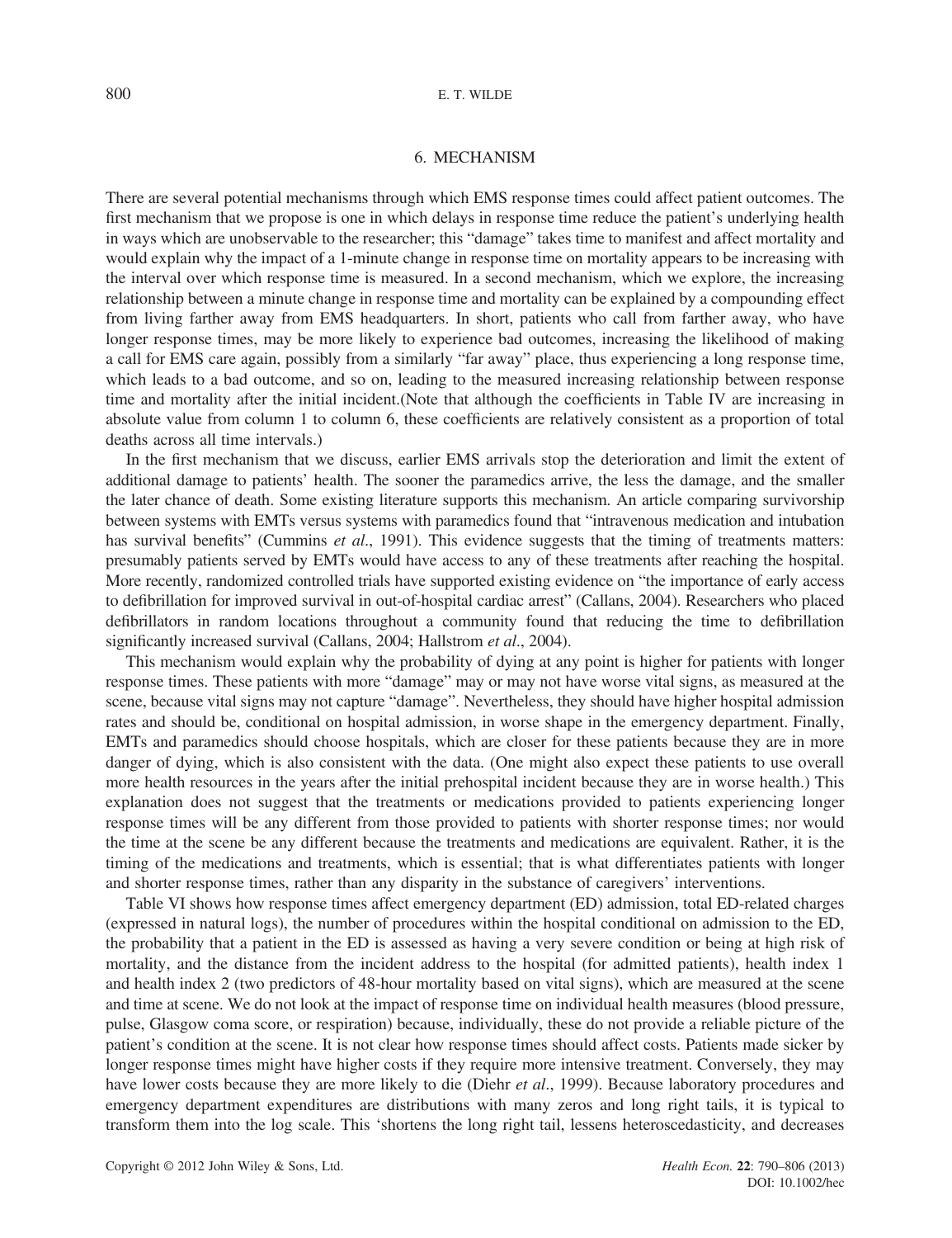## 6. MECHANISM

There are several potential mechanisms through which EMS response times could affect patient outcomes. The first mechanism that we propose is one in which delays in response time reduce the patient's underlying health in ways which are unobservable to the researcher; this "damage" takes time to manifest and affect mortality and would explain why the impact of a 1-minute change in response time on mortality appears to be increasing with the interval over which response time is measured. In a second mechanism, which we explore, the increasing relationship between a minute change in response time and mortality can be explained by a compounding effect from living farther away from EMS headquarters. In short, patients who call from farther away, who have longer response times, may be more likely to experience bad outcomes, increasing the likelihood of making a call for EMS care again, possibly from a similarly "far away" place, thus experiencing a long response time, which leads to a bad outcome, and so on, leading to the measured increasing relationship between response time and mortality after the initial incident.(Note that although the coefficients in Table IV are increasing in absolute value from column 1 to column 6, these coefficients are relatively consistent as a proportion of total deaths across all time intervals.)

In the first mechanism that we discuss, earlier EMS arrivals stop the deterioration and limit the extent of additional damage to patients' health. The sooner the paramedics arrive, the less the damage, and the smaller the later chance of death. Some existing literature supports this mechanism. An article comparing survivorship between systems with EMTs versus systems with paramedics found that "intravenous medication and intubation has survival benefits" (Cummins *et al*., 1991). This evidence suggests that the timing of treatments matters: presumably patients served by EMTs would have access to any of these treatments after reaching the hospital. More recently, randomized controlled trials have supported existing evidence on "the importance of early access to defibrillation for improved survival in out-of-hospital cardiac arrest" (Callans, 2004). Researchers who placed defibrillators in random locations throughout a community found that reducing the time to defibrillation significantly increased survival (Callans, 2004; Hallstrom *et al*., 2004).

This mechanism would explain why the probability of dying at any point is higher for patients with longer response times. These patients with more "damage" may or may not have worse vital signs, as measured at the scene, because vital signs may not capture "damage". Nevertheless, they should have higher hospital admission rates and should be, conditional on hospital admission, in worse shape in the emergency department. Finally, EMTs and paramedics should choose hospitals, which are closer for these patients because they are in more danger of dying, which is also consistent with the data. (One might also expect these patients to use overall more health resources in the years after the initial prehospital incident because they are in worse health.) This explanation does not suggest that the treatments or medications provided to patients experiencing longer response times will be any different from those provided to patients with shorter response times; nor would the time at the scene be any different because the treatments and medications are equivalent. Rather, it is the timing of the medications and treatments, which is essential; that is what differentiates patients with longer and shorter response times, rather than any disparity in the substance of caregivers' interventions.

Table VI shows how response times affect emergency department (ED) admission, total ED-related charges (expressed in natural logs), the number of procedures within the hospital conditional on admission to the ED, the probability that a patient in the ED is assessed as having a very severe condition or being at high risk of mortality, and the distance from the incident address to the hospital (for admitted patients), health index 1 and health index 2 (two predictors of 48-hour mortality based on vital signs), which are measured at the scene and time at scene. We do not look at the impact of response time on individual health measures (blood pressure, pulse, Glasgow coma score, or respiration) because, individually, these do not provide a reliable picture of the patient's condition at the scene. It is not clear how response times should affect costs. Patients made sicker by longer response times might have higher costs if they require more intensive treatment. Conversely, they may have lower costs because they are more likely to die (Diehr *et al*., 1999). Because laboratory procedures and emergency department expenditures are distributions with many zeros and long right tails, it is typical to transform them into the log scale. This 'shortens the long right tail, lessens heteroscedasticity, and decreases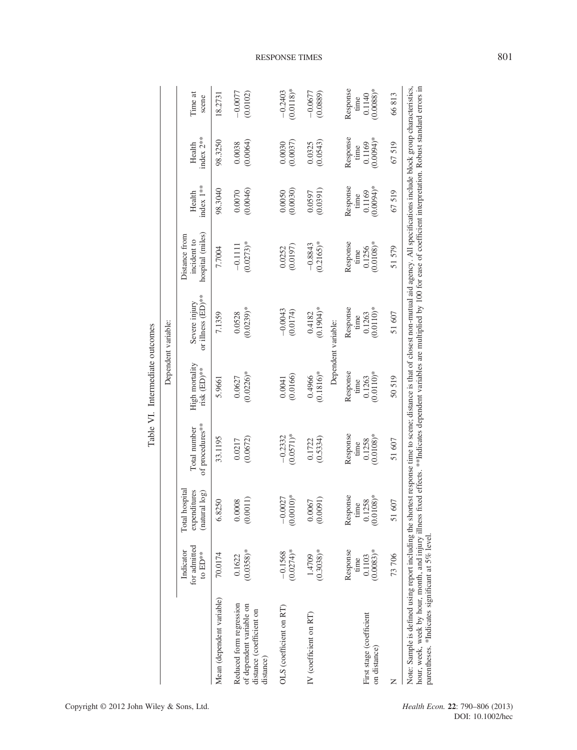Table VI. Intermediate outcomes

| | Dependent variable: | | | | | | | | |
|---|---|---|---|---|---|---|---|---|---|
| | Indicator for admitted to ED** | Total hospital expenditures (natural log) | Total number of procedures** | High mortality risk (ED)** | Severe injury or illness (ED)** | Distance from incident to hospital (miles) | Health index 1** | Health index 2** | Time at scene |
| Mean (dependent variable) | 70.0174 | 6.8250 | 33.1195 | 5.9661 | 7.1359 | 7.7004 | 98.3040 | 98.3250 | 18.2731 |
| Reduced form regression of dependent variable on distance (coefficient on distance) | 0.1622 (0.0358)* | 0.0008 (0.0011) | 0.0217 (0.0672) | 0.0627 (0.0226)* | 0.0528 (0.0239)* | −0.1111 (0.0273)* | 0.0070 (0.0046) | 0.0038 (0.0064) | −0.0077 (0.0102) |
| OLS (coefficient on RT) | −0.1568 (0.0274)* | −0.0027 (0.0010)* | −0.2332 (0.0571)* | 0.0041 (0.0166) | −0.0043 (0.0174) | 0.0252 (0.0197) | 0.0050 (0.0030) | 0.0030 (0.0037) | −0.2403 (0.0118)* |
| IV (coefficient on RT) | 1.4709 (0.3038)* | 0.0067 (0.0091) | 0.1722 (0.5334) | 0.4966 (0.1816)* | 0.4182 (0.1904)* | −0.8843 (0.2165)* | 0.0597 (0.0391) | 0.0325 (0.0543) | −0.0677 (0.0889) |
| | Dependent variable: | | | | | | | | |
| First stage (coefficient on distance) | Response time 0.1103 (0.0083)* | Response time 0.1258 (0.0108)* | Response time 0.1258 (0.0108)* | Response time 0.1263 (0.0110)* | Response time 0.1263 (0.0110)* | Response time 0.1256 (0.0108)* | Response time 0.1169 (0.0094)* | Response time 0.1169 (0.0094)* | Response time 0.1140 (0.0088)* |
| N | 73 706 | 51 607 | 51 607 | 50 519 | 51 607 | 51 579 | 67 519 | 67 519 | 66 813 |

Note: Sample is defined using report including the shortest response time to scene; distance is that of closest non-mutual aid agency. All specifications include block group characteristics, hour, week, week by hour, month, and injury illness fixed effects. **Indicates dependent variables are multiplied by 100 for ease of coefficient interpretation. Robust standard errors in parentheses. *Indicates significant at 5% level.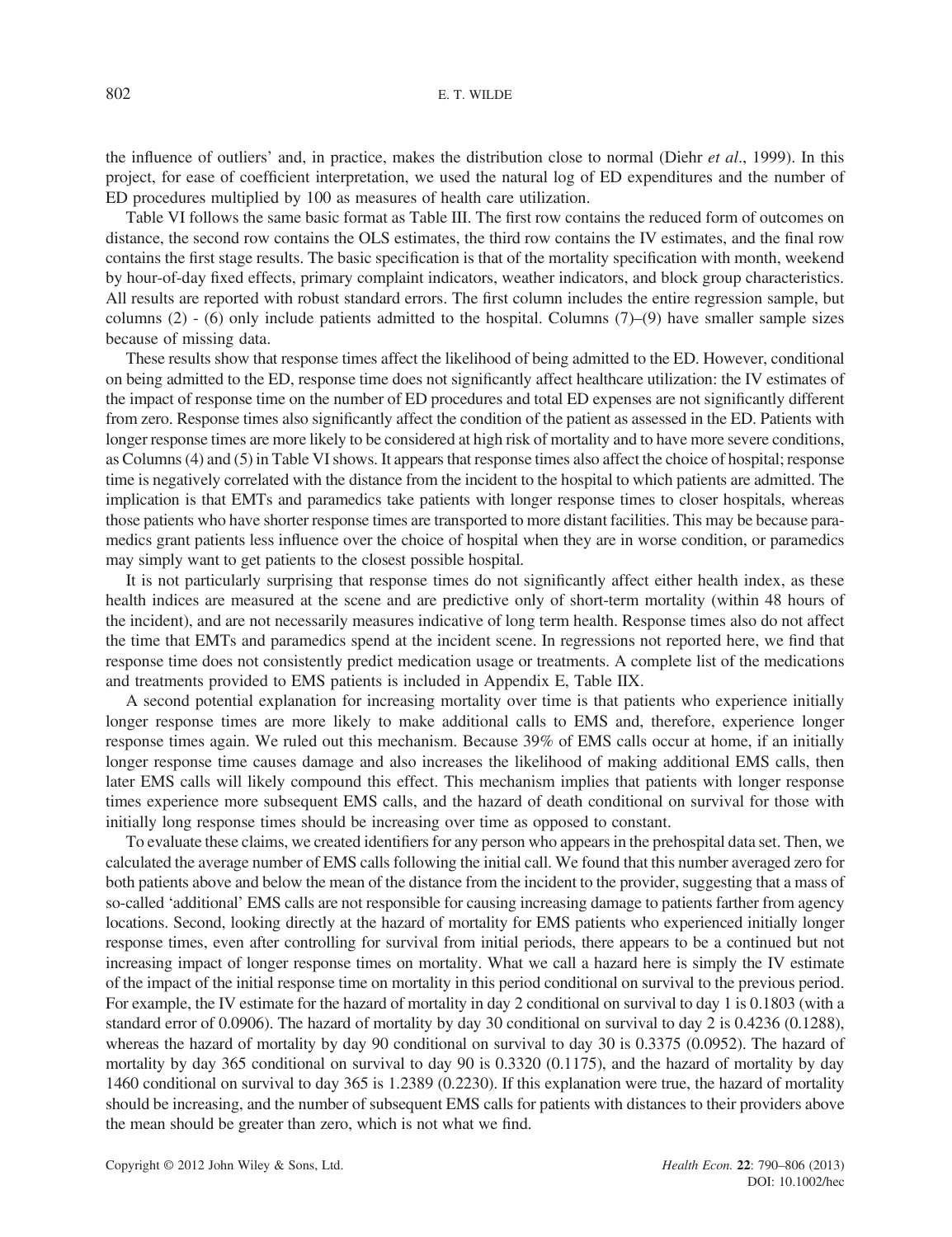the influence of outliers' and, in practice, makes the distribution close to normal (Diehr *et al*., 1999). In this project, for ease of coefficient interpretation, we used the natural log of ED expenditures and the number of ED procedures multiplied by 100 as measures of health care utilization.

Table VI follows the same basic format as Table III. The first row contains the reduced form of outcomes on distance, the second row contains the OLS estimates, the third row contains the IV estimates, and the final row contains the first stage results. The basic specification is that of the mortality specification with month, weekend by hour-of-day fixed effects, primary complaint indicators, weather indicators, and block group characteristics. All results are reported with robust standard errors. The first column includes the entire regression sample, but columns (2) - (6) only include patients admitted to the hospital. Columns (7)–(9) have smaller sample sizes because of missing data.

These results show that response times affect the likelihood of being admitted to the ED. However, conditional on being admitted to the ED, response time does not significantly affect healthcare utilization: the IV estimates of the impact of response time on the number of ED procedures and total ED expenses are not significantly different from zero. Response times also significantly affect the condition of the patient as assessed in the ED. Patients with longer response times are more likely to be considered at high risk of mortality and to have more severe conditions, as Columns (4) and (5) in Table VI shows. It appears that response times also affect the choice of hospital; response time is negatively correlated with the distance from the incident to the hospital to which patients are admitted. The implication is that EMTs and paramedics take patients with longer response times to closer hospitals, whereas those patients who have shorter response times are transported to more distant facilities. This may be because paramedics grant patients less influence over the choice of hospital when they are in worse condition, or paramedics may simply want to get patients to the closest possible hospital.

It is not particularly surprising that response times do not significantly affect either health index, as these health indices are measured at the scene and are predictive only of short-term mortality (within 48 hours of the incident), and are not necessarily measures indicative of long term health. Response times also do not affect the time that EMTs and paramedics spend at the incident scene. In regressions not reported here, we find that response time does not consistently predict medication usage or treatments. A complete list of the medications and treatments provided to EMS patients is included in Appendix E, Table IIX.

A second potential explanation for increasing mortality over time is that patients who experience initially longer response times are more likely to make additional calls to EMS and, therefore, experience longer response times again. We ruled out this mechanism. Because 39% of EMS calls occur at home, if an initially longer response time causes damage and also increases the likelihood of making additional EMS calls, then later EMS calls will likely compound this effect. This mechanism implies that patients with longer response times experience more subsequent EMS calls, and the hazard of death conditional on survival for those with initially long response times should be increasing over time as opposed to constant.

To evaluate these claims, we created identifiers for any person who appears in the prehospital data set. Then, we calculated the average number of EMS calls following the initial call. We found that this number averaged zero for both patients above and below the mean of the distance from the incident to the provider, suggesting that a mass of so-called 'additional' EMS calls are not responsible for causing increasing damage to patients farther from agency locations. Second, looking directly at the hazard of mortality for EMS patients who experienced initially longer response times, even after controlling for survival from initial periods, there appears to be a continued but not increasing impact of longer response times on mortality. What we call a hazard here is simply the IV estimate of the impact of the initial response time on mortality in this period conditional on survival to the previous period. For example, the IV estimate for the hazard of mortality in day 2 conditional on survival to day 1 is 0.1803 (with a standard error of 0.0906). The hazard of mortality by day 30 conditional on survival to day 2 is 0.4236 (0.1288), whereas the hazard of mortality by day 90 conditional on survival to day 30 is 0.3375 (0.0952). The hazard of mortality by day 365 conditional on survival to day 90 is 0.3320 (0.1175), and the hazard of mortality by day 1460 conditional on survival to day 365 is 1.2389 (0.2230). If this explanation were true, the hazard of mortality should be increasing, and the number of subsequent EMS calls for patients with distances to their providers above the mean should be greater than zero, which is not what we find.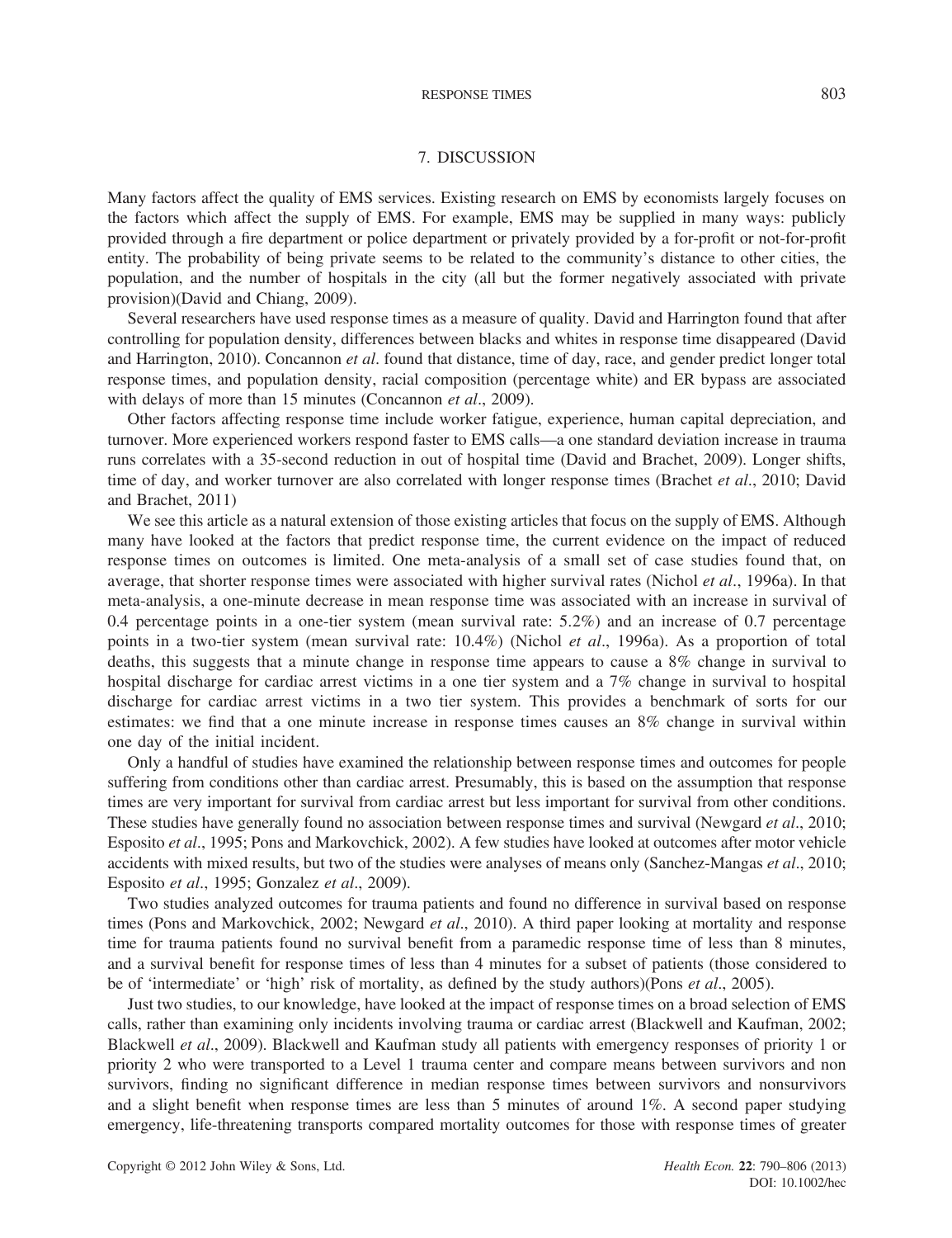## 7. DISCUSSION

Many factors affect the quality of EMS services. Existing research on EMS by economists largely focuses on the factors which affect the supply of EMS. For example, EMS may be supplied in many ways: publicly provided through a fire department or police department or privately provided by a for-profit or not-for-profit entity. The probability of being private seems to be related to the community's distance to other cities, the population, and the number of hospitals in the city (all but the former negatively associated with private provision)(David and Chiang, 2009).

Several researchers have used response times as a measure of quality. David and Harrington found that after controlling for population density, differences between blacks and whites in response time disappeared (David and Harrington, 2010). Concannon *et al*. found that distance, time of day, race, and gender predict longer total response times, and population density, racial composition (percentage white) and ER bypass are associated with delays of more than 15 minutes (Concannon *et al*., 2009).

Other factors affecting response time include worker fatigue, experience, human capital depreciation, and turnover. More experienced workers respond faster to EMS calls—a one standard deviation increase in trauma runs correlates with a 35-second reduction in out of hospital time (David and Brachet, 2009). Longer shifts, time of day, and worker turnover are also correlated with longer response times (Brachet *et al*., 2010; David and Brachet, 2011)

We see this article as a natural extension of those existing articles that focus on the supply of EMS. Although many have looked at the factors that predict response time, the current evidence on the impact of reduced response times on outcomes is limited. One meta-analysis of a small set of case studies found that, on average, that shorter response times were associated with higher survival rates (Nichol *et al*., 1996a). In that meta-analysis, a one-minute decrease in mean response time was associated with an increase in survival of 0.4 percentage points in a one-tier system (mean survival rate: 5.2%) and an increase of 0.7 percentage points in a two-tier system (mean survival rate: 10.4%) (Nichol *et al*., 1996a). As a proportion of total deaths, this suggests that a minute change in response time appears to cause a 8% change in survival to hospital discharge for cardiac arrest victims in a one tier system and a 7% change in survival to hospital discharge for cardiac arrest victims in a two tier system. This provides a benchmark of sorts for our estimates: we find that a one minute increase in response times causes an 8% change in survival within one day of the initial incident.

Only a handful of studies have examined the relationship between response times and outcomes for people suffering from conditions other than cardiac arrest. Presumably, this is based on the assumption that response times are very important for survival from cardiac arrest but less important for survival from other conditions. These studies have generally found no association between response times and survival (Newgard *et al*., 2010; Esposito *et al*., 1995; Pons and Markovchick, 2002). A few studies have looked at outcomes after motor vehicle accidents with mixed results, but two of the studies were analyses of means only (Sanchez-Mangas *et al*., 2010; Esposito *et al*., 1995; Gonzalez *et al*., 2009).

Two studies analyzed outcomes for trauma patients and found no difference in survival based on response times (Pons and Markovchick, 2002; Newgard *et al*., 2010). A third paper looking at mortality and response time for trauma patients found no survival benefit from a paramedic response time of less than 8 minutes, and a survival benefit for response times of less than 4 minutes for a subset of patients (those considered to be of 'intermediate' or 'high' risk of mortality, as defined by the study authors)(Pons *et al*., 2005).

Just two studies, to our knowledge, have looked at the impact of response times on a broad selection of EMS calls, rather than examining only incidents involving trauma or cardiac arrest (Blackwell and Kaufman, 2002; Blackwell *et al*., 2009). Blackwell and Kaufman study all patients with emergency responses of priority 1 or priority 2 who were transported to a Level 1 trauma center and compare means between survivors and non survivors, finding no significant difference in median response times between survivors and nonsurvivors and a slight benefit when response times are less than 5 minutes of around 1%. A second paper studying emergency, life-threatening transports compared mortality outcomes for those with response times of greater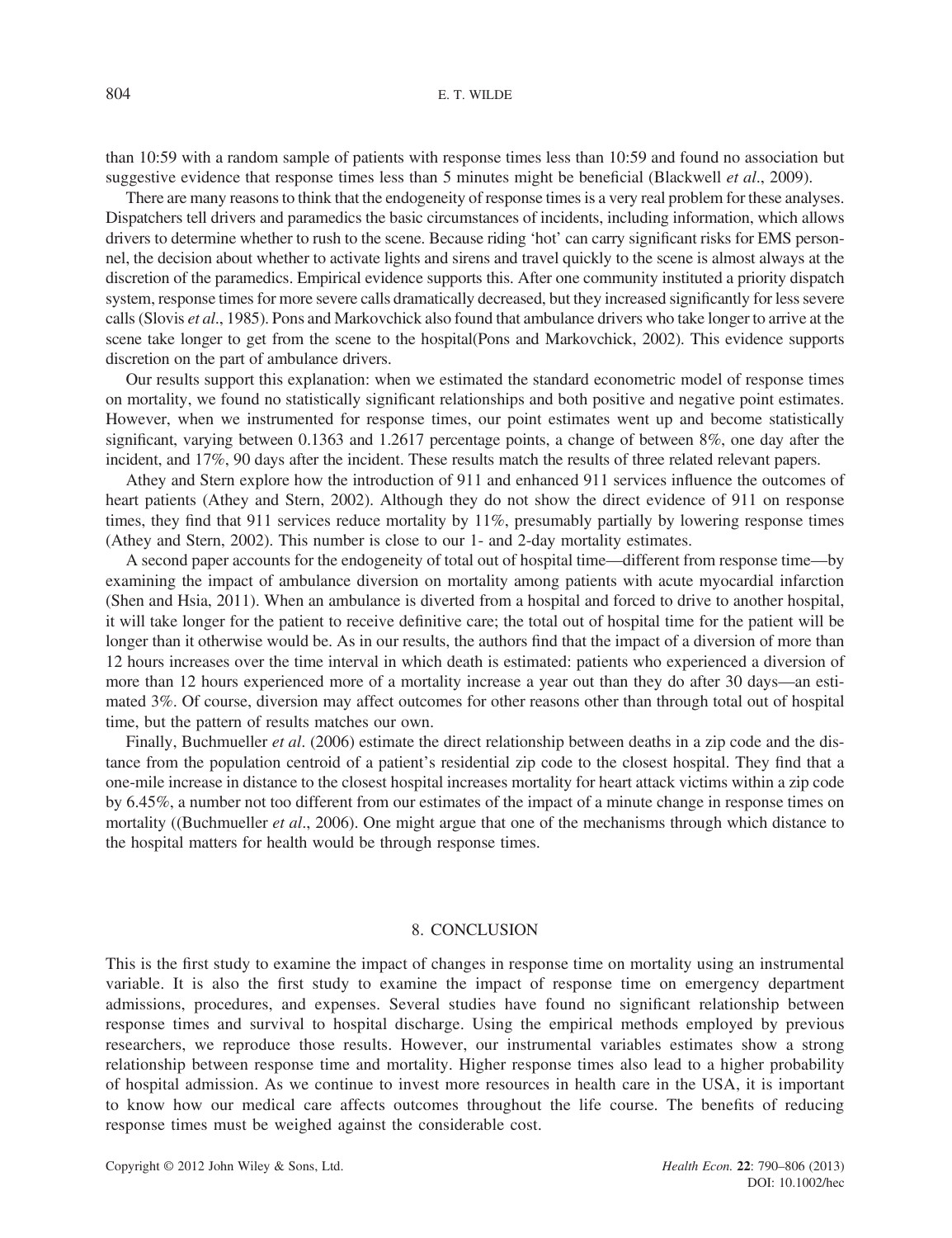than 10:59 with a random sample of patients with response times less than 10:59 and found no association but suggestive evidence that response times less than 5 minutes might be beneficial (Blackwell *et al*., 2009).

There are many reasons to think that the endogeneity of response times is a very real problem for these analyses. Dispatchers tell drivers and paramedics the basic circumstances of incidents, including information, which allows drivers to determine whether to rush to the scene. Because riding 'hot' can carry significant risks for EMS personnel, the decision about whether to activate lights and sirens and travel quickly to the scene is almost always at the discretion of the paramedics. Empirical evidence supports this. After one community instituted a priority dispatch system, response times for more severe calls dramatically decreased, but they increased significantly for less severe calls (Slovis *et al*., 1985). Pons and Markovchick also found that ambulance drivers who take longer to arrive at the scene take longer to get from the scene to the hospital(Pons and Markovchick, 2002). This evidence supports discretion on the part of ambulance drivers.

Our results support this explanation: when we estimated the standard econometric model of response times on mortality, we found no statistically significant relationships and both positive and negative point estimates. However, when we instrumented for response times, our point estimates went up and become statistically significant, varying between 0.1363 and 1.2617 percentage points, a change of between 8%, one day after the incident, and 17%, 90 days after the incident. These results match the results of three related relevant papers.

Athey and Stern explore how the introduction of 911 and enhanced 911 services influence the outcomes of heart patients (Athey and Stern, 2002). Although they do not show the direct evidence of 911 on response times, they find that 911 services reduce mortality by 11%, presumably partially by lowering response times (Athey and Stern, 2002). This number is close to our 1- and 2-day mortality estimates.

A second paper accounts for the endogeneity of total out of hospital time—different from response time—by examining the impact of ambulance diversion on mortality among patients with acute myocardial infarction (Shen and Hsia, 2011). When an ambulance is diverted from a hospital and forced to drive to another hospital, it will take longer for the patient to receive definitive care; the total out of hospital time for the patient will be longer than it otherwise would be. As in our results, the authors find that the impact of a diversion of more than 12 hours increases over the time interval in which death is estimated: patients who experienced a diversion of more than 12 hours experienced more of a mortality increase a year out than they do after 30 days—an estimated 3%. Of course, diversion may affect outcomes for other reasons other than through total out of hospital time, but the pattern of results matches our own.

Finally, Buchmueller *et al*. (2006) estimate the direct relationship between deaths in a zip code and the distance from the population centroid of a patient's residential zip code to the closest hospital. They find that a one-mile increase in distance to the closest hospital increases mortality for heart attack victims within a zip code by 6.45%, a number not too different from our estimates of the impact of a minute change in response times on mortality ((Buchmueller *et al*., 2006). One might argue that one of the mechanisms through which distance to the hospital matters for health would be through response times.

## 8. CONCLUSION

This is the first study to examine the impact of changes in response time on mortality using an instrumental variable. It is also the first study to examine the impact of response time on emergency department admissions, procedures, and expenses. Several studies have found no significant relationship between response times and survival to hospital discharge. Using the empirical methods employed by previous researchers, we reproduce those results. However, our instrumental variables estimates show a strong relationship between response time and mortality. Higher response times also lead to a higher probability of hospital admission. As we continue to invest more resources in health care in the USA, it is important to know how our medical care affects outcomes throughout the life course. The benefits of reducing response times must be weighed against the considerable cost.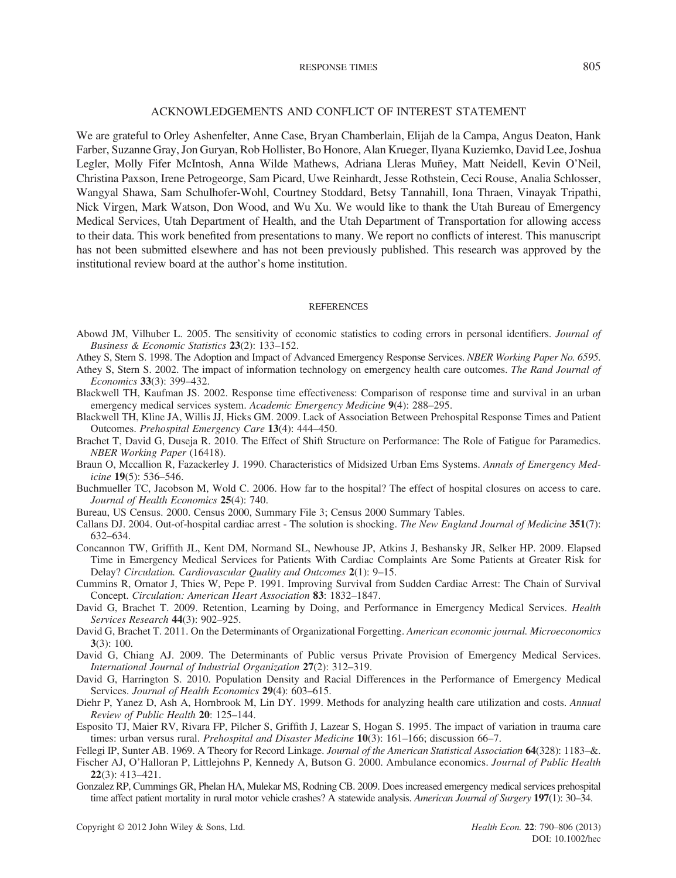## ACKNOWLEDGEMENTS AND CONFLICT OF INTEREST STATEMENT

We are grateful to Orley Ashenfelter, Anne Case, Bryan Chamberlain, Elijah de la Campa, Angus Deaton, Hank Farber, Suzanne Gray, Jon Guryan, Rob Hollister, Bo Honore, Alan Krueger, Ilyana Kuziemko, David Lee, Joshua Legler, Molly Fifer McIntosh, Anna Wilde Mathews, Adriana Lleras Muñey, Matt Neidell, Kevin O'Neil, Christina Paxson, Irene Petrogeorge, Sam Picard, Uwe Reinhardt, Jesse Rothstein, Ceci Rouse, Analia Schlosser, Wangyal Shawa, Sam Schulhofer-Wohl, Courtney Stoddard, Betsy Tannahill, Iona Thraen, Vinayak Tripathi, Nick Virgen, Mark Watson, Don Wood, and Wu Xu. We would like to thank the Utah Bureau of Emergency Medical Services, Utah Department of Health, and the Utah Department of Transportation for allowing access to their data. This work benefited from presentations to many. We report no conflicts of interest. This manuscript has not been submitted elsewhere and has not been previously published. This research was approved by the institutional review board at the author's home institution.

## REFERENCES

Abowd JM, Vilhuber L. 2005. The sensitivity of economic statistics to coding errors in personal identifiers. *Journal of Business & Economic Statistics* **23**(2): 133–152.

Athey S, Stern S. 1998. The Adoption and Impact of Advanced Emergency Response Services. *NBER Working Paper No. 6595*.

Athey S, Stern S. 2002. The impact of information technology on emergency health care outcomes. *The Rand Journal of Economics* **33**(3): 399–432.

Blackwell TH, Kaufman JS. 2002. Response time effectiveness: Comparison of response time and survival in an urban emergency medical services system. *Academic Emergency Medicine* **9**(4): 288–295.

Blackwell TH, Kline JA, Willis JJ, Hicks GM. 2009. Lack of Association Between Prehospital Response Times and Patient Outcomes. *Prehospital Emergency Care* **13**(4): 444–450.

Brachet T, David G, Duseja R. 2010. The Effect of Shift Structure on Performance: The Role of Fatigue for Paramedics. *NBER Working Paper* (16418).

Braun O, Mccallion R, Fazackerley J. 1990. Characteristics of Midsized Urban Ems Systems. *Annals of Emergency Medicine* **19**(5): 536–546.

Buchmueller TC, Jacobson M, Wold C. 2006. How far to the hospital? The effect of hospital closures on access to care. *Journal of Health Economics* **25**(4): 740.

Bureau, US Census. 2000. Census 2000, Summary File 3; Census 2000 Summary Tables.

Callans DJ. 2004. Out-of-hospital cardiac arrest - The solution is shocking. *The New England Journal of Medicine* **351**(7): 632–634.

Concannon TW, Griffith JL, Kent DM, Normand SL, Newhouse JP, Atkins J, Beshansky JR, Selker HP. 2009. Elapsed Time in Emergency Medical Services for Patients With Cardiac Complaints Are Some Patients at Greater Risk for Delay? *Circulation. Cardiovascular Quality and Outcomes* **2**(1): 9–15.

Cummins R, Ornator J, Thies W, Pepe P. 1991. Improving Survival from Sudden Cardiac Arrest: The Chain of Survival Concept. *Circulation: American Heart Association* **83**: 1832–1847.

David G, Brachet T. 2009. Retention, Learning by Doing, and Performance in Emergency Medical Services. *Health Services Research* **44**(3): 902–925.

David G, Brachet T. 2011. On the Determinants of Organizational Forgetting. *American economic journal. Microeconomics* **3**(3): 100.

David G, Chiang AJ. 2009. The Determinants of Public versus Private Provision of Emergency Medical Services. *International Journal of Industrial Organization* **27**(2): 312–319.

David G, Harrington S. 2010. Population Density and Racial Differences in the Performance of Emergency Medical Services. *Journal of Health Economics* **29**(4): 603–615.

Diehr P, Yanez D, Ash A, Hornbrook M, Lin DY. 1999. Methods for analyzing health care utilization and costs. *Annual Review of Public Health* **20**: 125–144.

Esposito TJ, Maier RV, Rivara FP, Pilcher S, Griffith J, Lazear S, Hogan S. 1995. The impact of variation in trauma care times: urban versus rural. *Prehospital and Disaster Medicine* **10**(3): 161–166; discussion 66–7.

Fellegi IP, Sunter AB. 1969. A Theory for Record Linkage. *Journal of the American Statistical Association* **64**(328): 1183–&.

Fischer AJ, O'Halloran P, Littlejohns P, Kennedy A, Butson G. 2000. Ambulance economics. *Journal of Public Health* **22**(3): 413–421.

Gonzalez RP, Cummings GR, Phelan HA, Mulekar MS, Rodning CB. 2009. Does increased emergency medical services prehospital time affect patient mortality in rural motor vehicle crashes? A statewide analysis. *American Journal of Surgery* **197**(1): 30–34.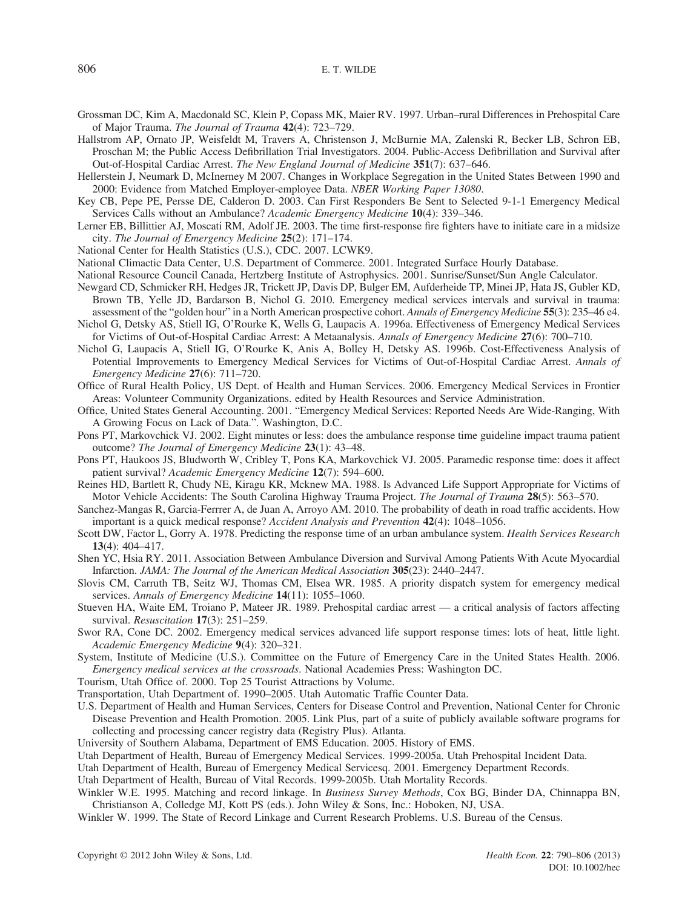Grossman DC, Kim A, Macdonald SC, Klein P, Copass MK, Maier RV. 1997. Urban–rural Differences in Prehospital Care of Major Trauma. *The Journal of Trauma* **42**(4): 723–729.

Hallstrom AP, Ornato JP, Weisfeldt M, Travers A, Christenson J, McBurnie MA, Zalenski R, Becker LB, Schron EB, Proschan M; the Public Access Defibrillation Trial Investigators. 2004. Public-Access Defibrillation and Survival after Out-of-Hospital Cardiac Arrest. *The New England Journal of Medicine* **351**(7): 637–646.

Hellerstein J, Neumark D, McInerney M 2007. Changes in Workplace Segregation in the United States Between 1990 and 2000: Evidence from Matched Employer-employee Data. *NBER Working Paper 13080*.

Key CB, Pepe PE, Persse DE, Calderon D. 2003. Can First Responders Be Sent to Selected 9-1-1 Emergency Medical Services Calls without an Ambulance? *Academic Emergency Medicine* **10**(4): 339–346.

Lerner EB, Billittier AJ, Moscati RM, Adolf JE. 2003. The time first-response fire fighters have to initiate care in a midsize city. *The Journal of Emergency Medicine* **25**(2): 171–174.

National Center for Health Statistics (U.S.), CDC. 2007. LCWK9.

National Climactic Data Center, U.S. Department of Commerce. 2001. Integrated Surface Hourly Database.

National Resource Council Canada, Hertzberg Institute of Astrophysics. 2001. Sunrise/Sunset/Sun Angle Calculator.

Newgard CD, Schmicker RH, Hedges JR, Trickett JP, Davis DP, Bulger EM, Aufderheide TP, Minei JP, Hata JS, Gubler KD, Brown TB, Yelle JD, Bardarson B, Nichol G. 2010. Emergency medical services intervals and survival in trauma: assessment of the "golden hour" in a North American prospective cohort. *Annals of Emergency Medicine* **55**(3): 235–46 e4.

Nichol G, Detsky AS, Stiell IG, O'Rourke K, Wells G, Laupacis A. 1996a. Effectiveness of Emergency Medical Services for Victims of Out-of-Hospital Cardiac Arrest: A Metaanalysis. *Annals of Emergency Medicine* **27**(6): 700–710.

Nichol G, Laupacis A, Stiell IG, O'Rourke K, Anis A, Bolley H, Detsky AS. 1996b. Cost-Effectiveness Analysis of Potential Improvements to Emergency Medical Services for Victims of Out-of-Hospital Cardiac Arrest. *Annals of Emergency Medicine* **27**(6): 711–720.

Office of Rural Health Policy, US Dept. of Health and Human Services. 2006. Emergency Medical Services in Frontier Areas: Volunteer Community Organizations. edited by Health Resources and Service Administration.

Office, United States General Accounting. 2001. "Emergency Medical Services: Reported Needs Are Wide-Ranging, With A Growing Focus on Lack of Data.". Washington, D.C.

Pons PT, Markovchick VJ. 2002. Eight minutes or less: does the ambulance response time guideline impact trauma patient outcome? *The Journal of Emergency Medicine* **23**(1): 43–48.

Pons PT, Haukoos JS, Bludworth W, Cribley T, Pons KA, Markovchick VJ. 2005. Paramedic response time: does it affect patient survival? *Academic Emergency Medicine* **12**(7): 594–600.

Reines HD, Bartlett R, Chudy NE, Kiragu KR, Mcknew MA. 1988. Is Advanced Life Support Appropriate for Victims of Motor Vehicle Accidents: The South Carolina Highway Trauma Project. *The Journal of Trauma* **28**(5): 563–570.

Sanchez-Mangas R, Garcia-Ferrrer A, de Juan A, Arroyo AM. 2010. The probability of death in road traffic accidents. How important is a quick medical response? *Accident Analysis and Prevention* **42**(4): 1048–1056.

Scott DW, Factor L, Gorry A. 1978. Predicting the response time of an urban ambulance system. *Health Services Research* **13**(4): 404–417.

Shen YC, Hsia RY. 2011. Association Between Ambulance Diversion and Survival Among Patients With Acute Myocardial Infarction. *JAMA: The Journal of the American Medical Association* **305**(23): 2440–2447.

Slovis CM, Carruth TB, Seitz WJ, Thomas CM, Elsea WR. 1985. A priority dispatch system for emergency medical services. *Annals of Emergency Medicine* **14**(11): 1055–1060.

Stueven HA, Waite EM, Troiano P, Mateer JR. 1989. Prehospital cardiac arrest — a critical analysis of factors affecting survival. *Resuscitation* **17**(3): 251–259.

Swor RA, Cone DC. 2002. Emergency medical services advanced life support response times: lots of heat, little light. *Academic Emergency Medicine* **9**(4): 320–321.

System, Institute of Medicine (U.S.). Committee on the Future of Emergency Care in the United States Health. 2006. *Emergency medical services at the crossroads*. National Academies Press: Washington DC.

Tourism, Utah Office of. 2000. Top 25 Tourist Attractions by Volume.

Transportation, Utah Department of. 1990–2005. Utah Automatic Traffic Counter Data.

U.S. Department of Health and Human Services, Centers for Disease Control and Prevention, National Center for Chronic Disease Prevention and Health Promotion. 2005. Link Plus, part of a suite of publicly available software programs for collecting and processing cancer registry data (Registry Plus). Atlanta.

University of Southern Alabama, Department of EMS Education. 2005. History of EMS.

Utah Department of Health, Bureau of Emergency Medical Services. 1999-2005a. Utah Prehospital Incident Data.

Utah Department of Health, Bureau of Emergency Medical Servicesq. 2001. Emergency Department Records.

Utah Department of Health, Bureau of Vital Records. 1999-2005b. Utah Mortality Records.

Winkler W.E. 1995. Matching and record linkage. In *Business Survey Methods*, Cox BG, Binder DA, Chinnappa BN, Christianson A, Colledge MJ, Kott PS (eds.). John Wiley & Sons, Inc.: Hoboken, NJ, USA.

Winkler W. 1999. The State of Record Linkage and Current Research Problems. U.S. Bureau of the Census.